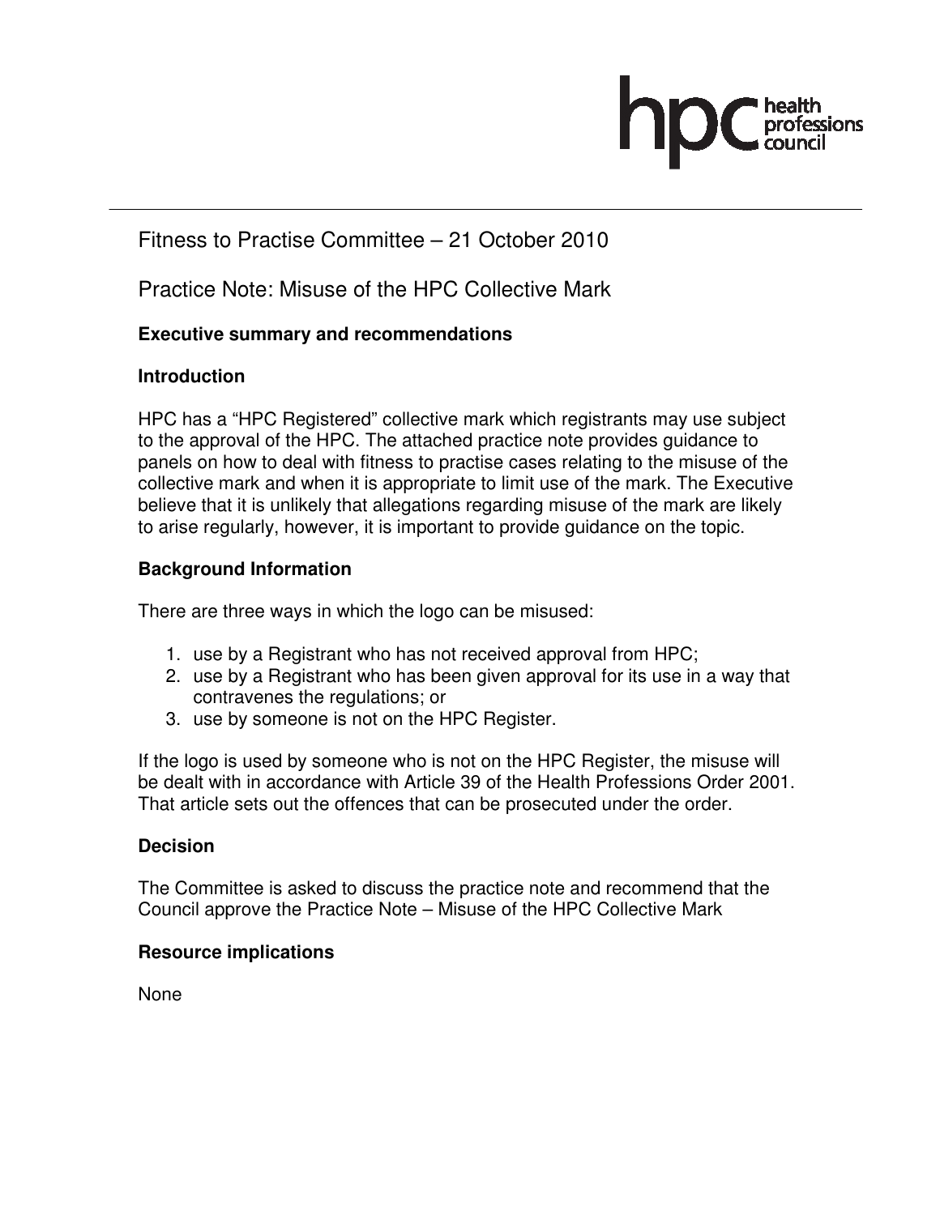# Fitness to Practise Committee – 21 October 2010

## Practice Note: Misuse of the HPC Collective Mark

**Executive summary and recommendations**

**Introduction**

HPC has a "HPC Registered" collective mark which registrants may use subject to the approval of the HPC. The attached practice note provides guidance to panels on how to deal with fitness to practise cases relating to the misuse of the collective mark and when it is appropriate to limit use of the mark. The Executive believe that it is unlikely that allegations regarding misuse of the mark are likely to arise regularly, however, it is important to provide guidance on the topic.

**Background Information**

There are three ways in which the logo can be misused:

1. use by a Registrant who has not received approval from HPC;
2. use by a Registrant who has been given approval for its use in a way that contravenes the regulations; or
3. use by someone is not on the HPC Register.

If the logo is used by someone who is not on the HPC Register, the misuse will be dealt with in accordance with Article 39 of the Health Professions Order 2001. That article sets out the offences that can be prosecuted under the order.

**Decision**

The Committee is asked to discuss the practice note and recommend that the Council approve the Practice Note – Misuse of the HPC Collective Mark

**Resource implications**

None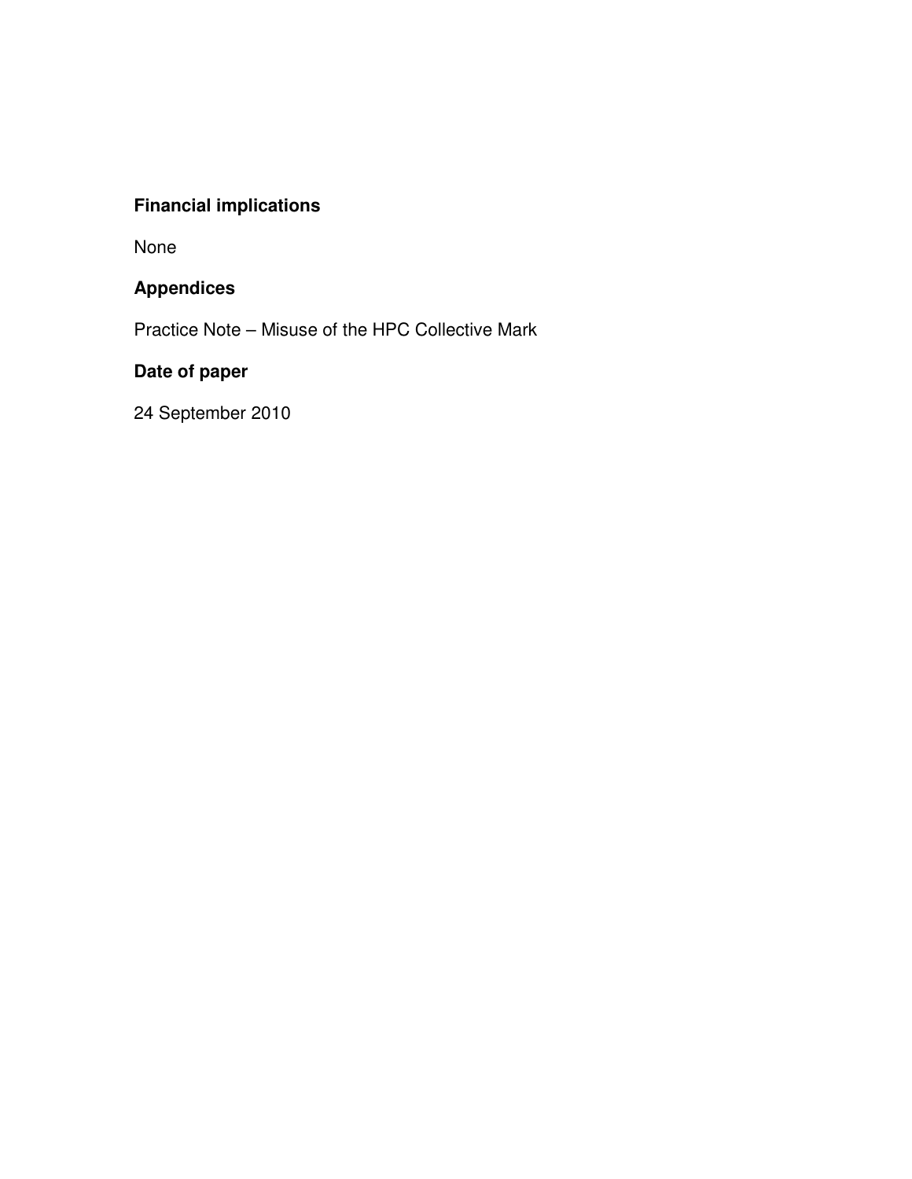**Financial implications**

None

**Appendices**

Practice Note – Misuse of the HPC Collective Mark

**Date of paper**

24 September 2010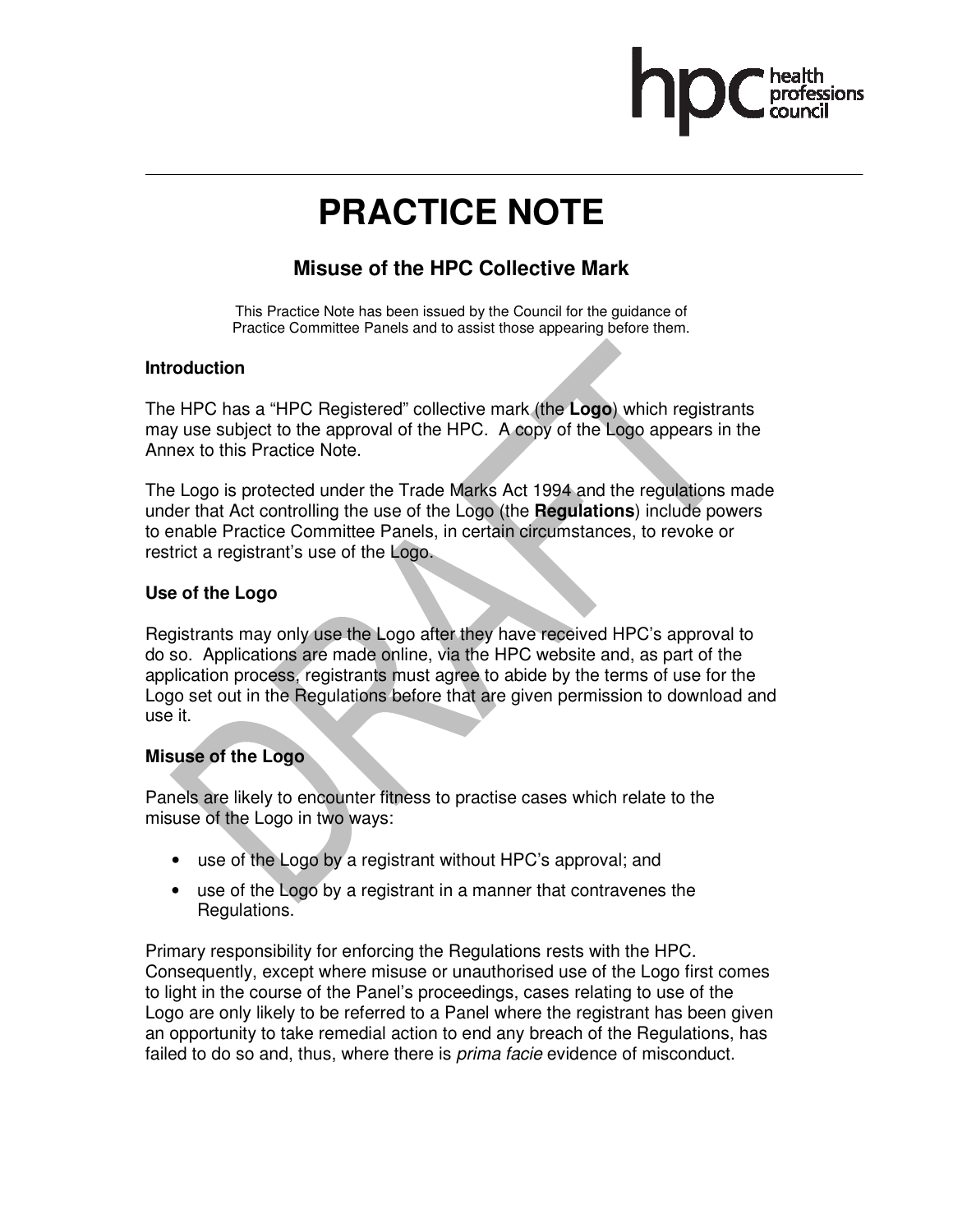# PRACTICE NOTE

## Misuse of the HPC Collective Mark

This Practice Note has been issued by the Council for the guidance of Practice Committee Panels and to assist those appearing before them.

### Introduction

The HPC has a "HPC Registered" collective mark (the **Logo**) which registrants may use subject to the approval of the HPC. A copy of the Logo appears in the Annex to this Practice Note.

The Logo is protected under the Trade Marks Act 1994 and the regulations made under that Act controlling the use of the Logo (the **Regulations**) include powers to enable Practice Committee Panels, in certain circumstances, to revoke or restrict a registrant's use of the Logo.

### Use of the Logo

Registrants may only use the Logo after they have received HPC's approval to do so. Applications are made online, via the HPC website and, as part of the application process, registrants must agree to abide by the terms of use for the Logo set out in the Regulations before that are given permission to download and use it.

### Misuse of the Logo

Panels are likely to encounter fitness to practise cases which relate to the misuse of the Logo in two ways:

- use of the Logo by a registrant without HPC's approval; and
- use of the Logo by a registrant in a manner that contravenes the Regulations.

Primary responsibility for enforcing the Regulations rests with the HPC. Consequently, except where misuse or unauthorised use of the Logo first comes to light in the course of the Panel's proceedings, cases relating to use of the Logo are only likely to be referred to a Panel where the registrant has been given an opportunity to take remedial action to end any breach of the Regulations, has failed to do so and, thus, where there is *prima facie* evidence of misconduct.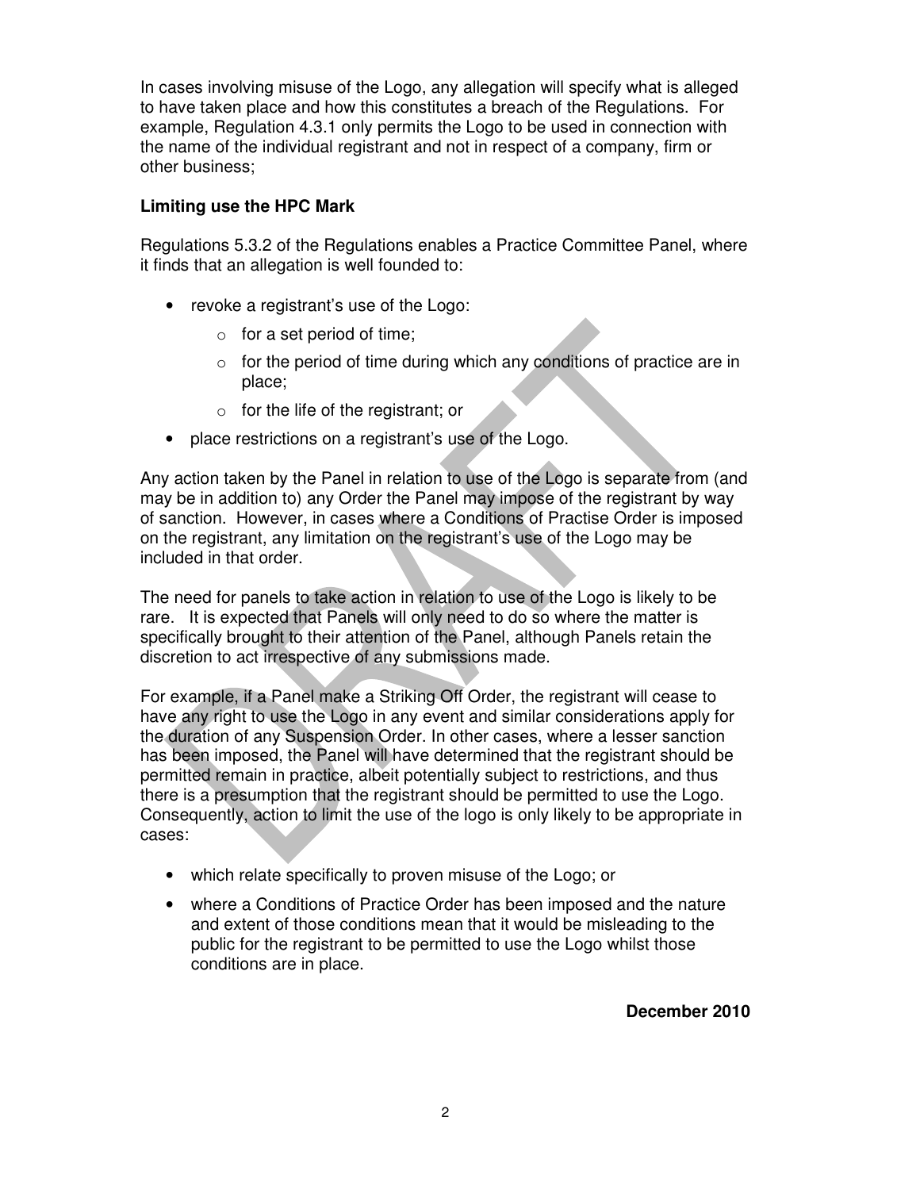In cases involving misuse of the Logo, any allegation will specify what is alleged to have taken place and how this constitutes a breach of the Regulations. For example, Regulation 4.3.1 only permits the Logo to be used in connection with the name of the individual registrant and not in respect of a company, firm or other business;

**Limiting use the HPC Mark**

Regulations 5.3.2 of the Regulations enables a Practice Committee Panel, where it finds that an allegation is well founded to:

- revoke a registrant's use of the Logo:
  - for a set period of time;
  - for the period of time during which any conditions of practice are in place;
  - for the life of the registrant; or
- place restrictions on a registrant's use of the Logo.

Any action taken by the Panel in relation to use of the Logo is separate from (and may be in addition to) any Order the Panel may impose of the registrant by way of sanction. However, in cases where a Conditions of Practise Order is imposed on the registrant, any limitation on the registrant's use of the Logo may be included in that order.

The need for panels to take action in relation to use of the Logo is likely to be rare. It is expected that Panels will only need to do so where the matter is specifically brought to their attention of the Panel, although Panels retain the discretion to act irrespective of any submissions made.

For example, if a Panel make a Striking Off Order, the registrant will cease to have any right to use the Logo in any event and similar considerations apply for the duration of any Suspension Order. In other cases, where a lesser sanction has been imposed, the Panel will have determined that the registrant should be permitted remain in practice, albeit potentially subject to restrictions, and thus there is a presumption that the registrant should be permitted to use the Logo. Consequently, action to limit the use of the logo is only likely to be appropriate in cases:

- which relate specifically to proven misuse of the Logo; or
- where a Conditions of Practice Order has been imposed and the nature and extent of those conditions mean that it would be misleading to the public for the registrant to be permitted to use the Logo whilst those conditions are in place.

**December 2010**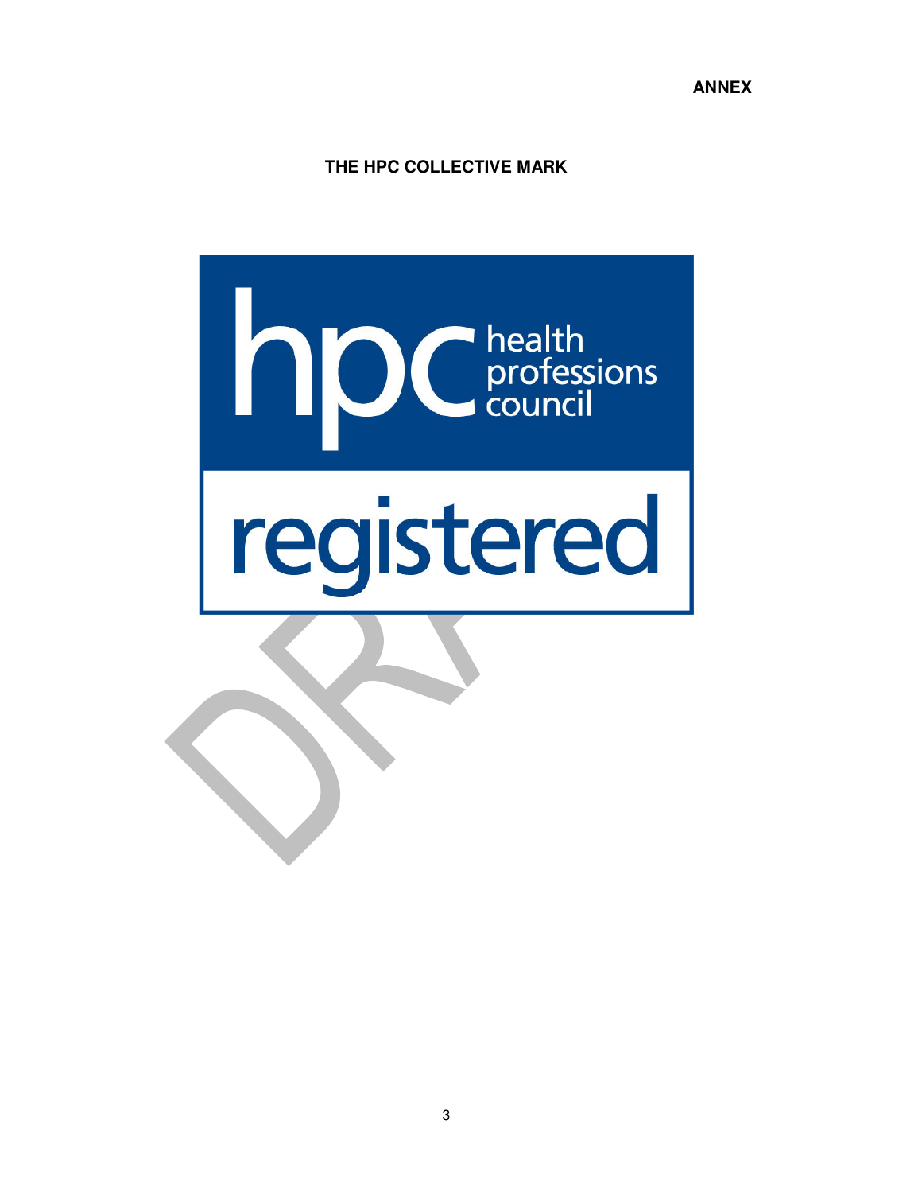**ANNEX**

**THE HPC COLLECTIVE MARK**

hpc health professions council

registered